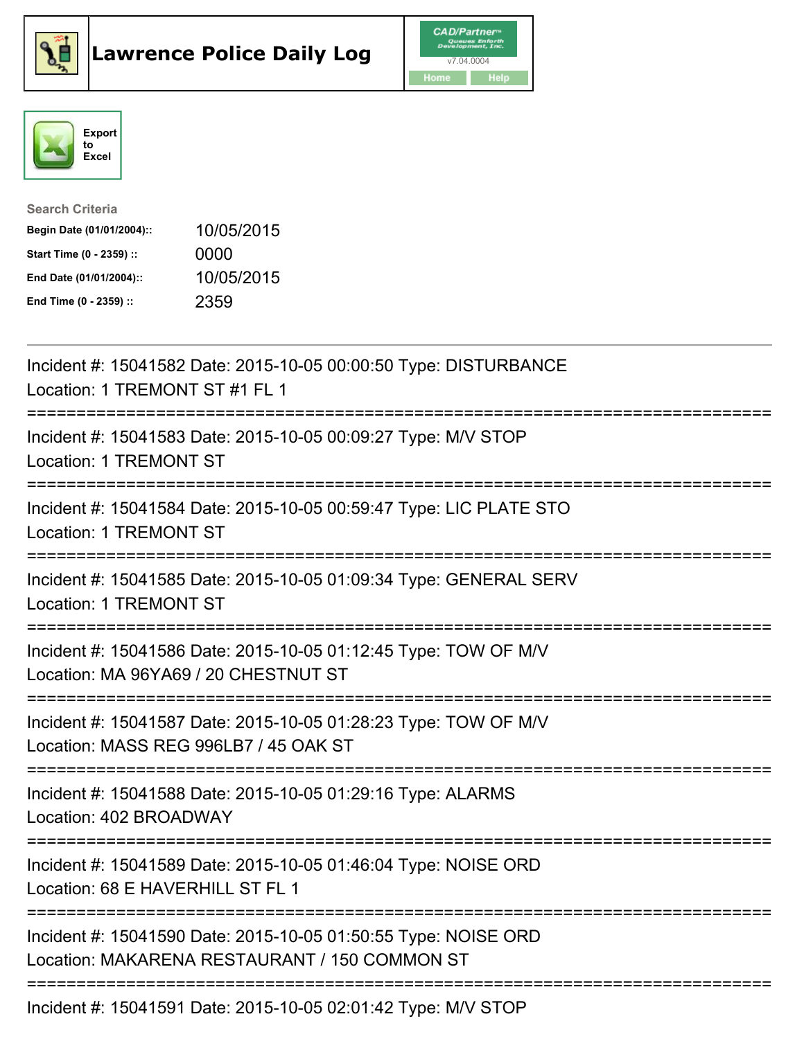# Lawrence Police Daily Log

CAD/Partner™ Queues Enforth Development, Inc.
v7.04.0004

Home Help

Export to Excel

**Search Criteria**

| | |
|---|---|
| **Begin Date (01/01/2004)::** | 10/05/2015 |
| **Start Time (0 - 2359) ::** | 0000 |
| **End Date (01/01/2004)::** | 10/05/2015 |
| **End Time (0 - 2359) ::** | 2359 |

---

Incident #: 15041582 Date: 2015-10-05 00:00:50 Type: DISTURBANCE
Location: 1 TREMONT ST #1 FL 1

===========================================================================

Incident #: 15041583 Date: 2015-10-05 00:09:27 Type: M/V STOP
Location: 1 TREMONT ST

===========================================================================

Incident #: 15041584 Date: 2015-10-05 00:59:47 Type: LIC PLATE STO
Location: 1 TREMONT ST

===========================================================================

Incident #: 15041585 Date: 2015-10-05 01:09:34 Type: GENERAL SERV
Location: 1 TREMONT ST

===========================================================================

Incident #: 15041586 Date: 2015-10-05 01:12:45 Type: TOW OF M/V
Location: MA 96YA69 / 20 CHESTNUT ST

===========================================================================

Incident #: 15041587 Date: 2015-10-05 01:28:23 Type: TOW OF M/V
Location: MASS REG 996LB7 / 45 OAK ST

===========================================================================

Incident #: 15041588 Date: 2015-10-05 01:29:16 Type: ALARMS
Location: 402 BROADWAY

===========================================================================

Incident #: 15041589 Date: 2015-10-05 01:46:04 Type: NOISE ORD
Location: 68 E HAVERHILL ST FL 1

===========================================================================

Incident #: 15041590 Date: 2015-10-05 01:50:55 Type: NOISE ORD
Location: MAKARENA RESTAURANT / 150 COMMON ST

===========================================================================

Incident #: 15041591 Date: 2015-10-05 02:01:42 Type: M/V STOP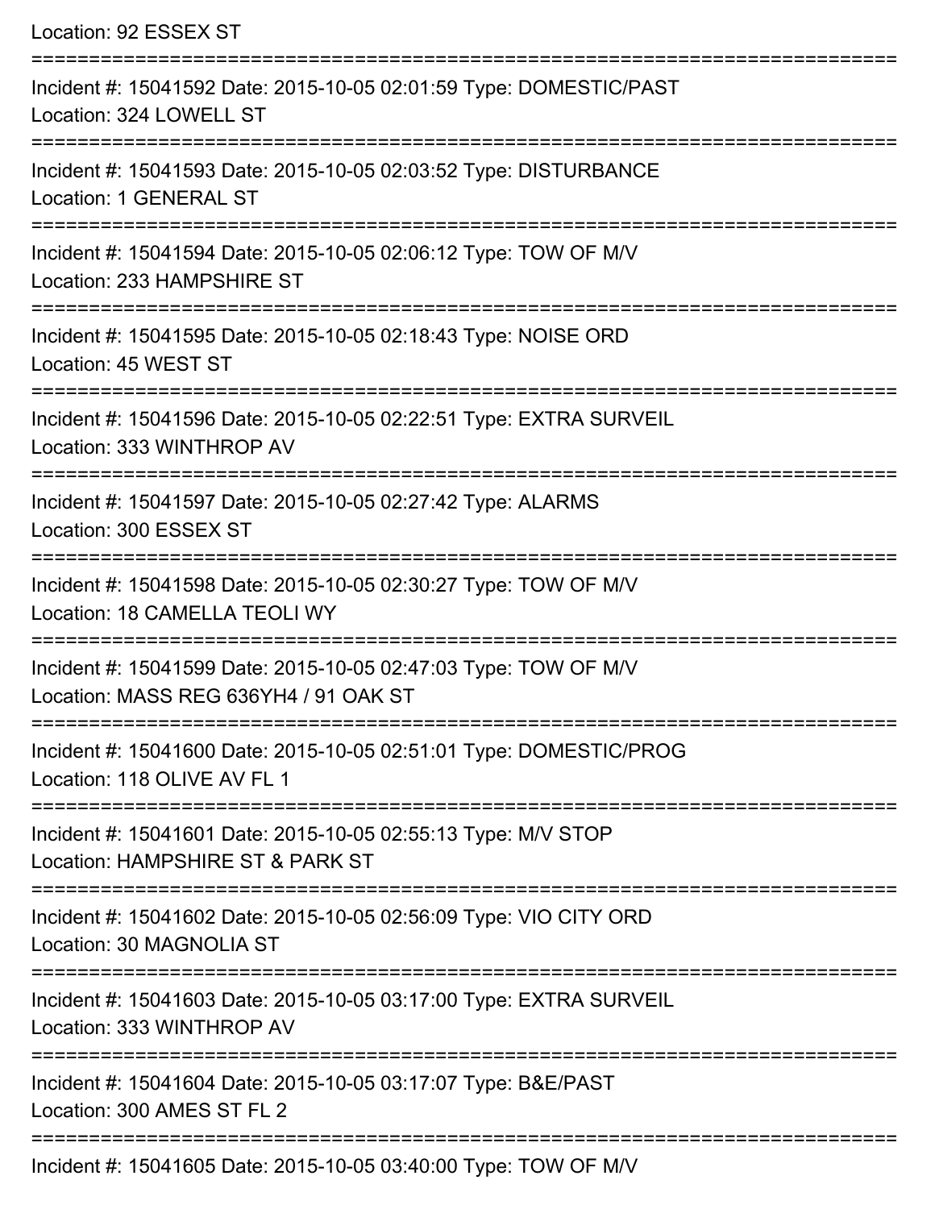Location: 92 ESSEX ST

===========================================================================

Incident #: 15041592 Date: 2015-10-05 02:01:59 Type: DOMESTIC/PAST
Location: 324 LOWELL ST

===========================================================================

Incident #: 15041593 Date: 2015-10-05 02:03:52 Type: DISTURBANCE
Location: 1 GENERAL ST

===========================================================================

Incident #: 15041594 Date: 2015-10-05 02:06:12 Type: TOW OF M/V
Location: 233 HAMPSHIRE ST

===========================================================================

Incident #: 15041595 Date: 2015-10-05 02:18:43 Type: NOISE ORD
Location: 45 WEST ST

===========================================================================

Incident #: 15041596 Date: 2015-10-05 02:22:51 Type: EXTRA SURVEIL
Location: 333 WINTHROP AV

===========================================================================

Incident #: 15041597 Date: 2015-10-05 02:27:42 Type: ALARMS
Location: 300 ESSEX ST

===========================================================================

Incident #: 15041598 Date: 2015-10-05 02:30:27 Type: TOW OF M/V
Location: 18 CAMELLA TEOLI WY

===========================================================================

Incident #: 15041599 Date: 2015-10-05 02:47:03 Type: TOW OF M/V
Location: MASS REG 636YH4 / 91 OAK ST

===========================================================================

Incident #: 15041600 Date: 2015-10-05 02:51:01 Type: DOMESTIC/PROG
Location: 118 OLIVE AV FL 1

===========================================================================

Incident #: 15041601 Date: 2015-10-05 02:55:13 Type: M/V STOP
Location: HAMPSHIRE ST & PARK ST

===========================================================================

Incident #: 15041602 Date: 2015-10-05 02:56:09 Type: VIO CITY ORD
Location: 30 MAGNOLIA ST

===========================================================================

Incident #: 15041603 Date: 2015-10-05 03:17:00 Type: EXTRA SURVEIL
Location: 333 WINTHROP AV

===========================================================================

Incident #: 15041604 Date: 2015-10-05 03:17:07 Type: B&E/PAST
Location: 300 AMES ST FL 2

===========================================================================

Incident #: 15041605 Date: 2015-10-05 03:40:00 Type: TOW OF M/V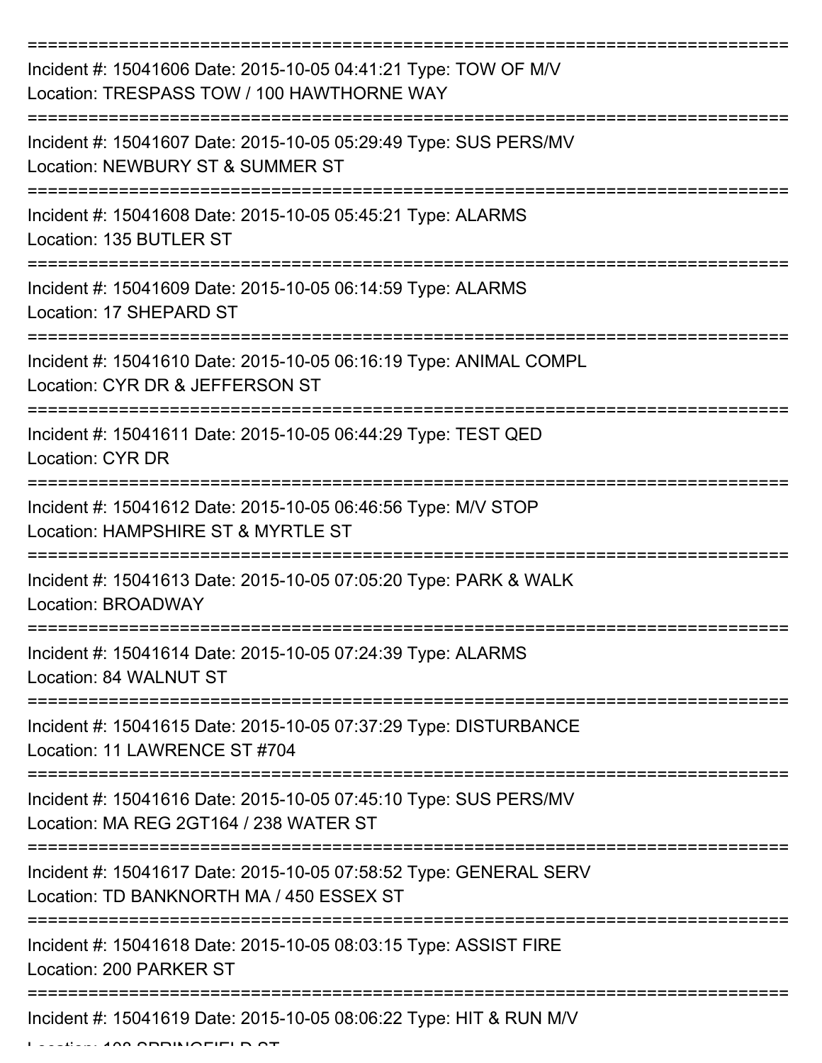===========================================================================

Incident #: 15041606 Date: 2015-10-05 04:41:21 Type: TOW OF M/V
Location: TRESPASS TOW / 100 HAWTHORNE WAY

===========================================================================

Incident #: 15041607 Date: 2015-10-05 05:29:49 Type: SUS PERS/MV
Location: NEWBURY ST & SUMMER ST

===========================================================================

Incident #: 15041608 Date: 2015-10-05 05:45:21 Type: ALARMS
Location: 135 BUTLER ST

===========================================================================

Incident #: 15041609 Date: 2015-10-05 06:14:59 Type: ALARMS
Location: 17 SHEPARD ST

===========================================================================

Incident #: 15041610 Date: 2015-10-05 06:16:19 Type: ANIMAL COMPL
Location: CYR DR & JEFFERSON ST

===========================================================================

Incident #: 15041611 Date: 2015-10-05 06:44:29 Type: TEST QED
Location: CYR DR

===========================================================================

Incident #: 15041612 Date: 2015-10-05 06:46:56 Type: M/V STOP
Location: HAMPSHIRE ST & MYRTLE ST

===========================================================================

Incident #: 15041613 Date: 2015-10-05 07:05:20 Type: PARK & WALK
Location: BROADWAY

===========================================================================

Incident #: 15041614 Date: 2015-10-05 07:24:39 Type: ALARMS
Location: 84 WALNUT ST

===========================================================================

Incident #: 15041615 Date: 2015-10-05 07:37:29 Type: DISTURBANCE
Location: 11 LAWRENCE ST #704

===========================================================================

Incident #: 15041616 Date: 2015-10-05 07:45:10 Type: SUS PERS/MV
Location: MA REG 2GT164 / 238 WATER ST

===========================================================================

Incident #: 15041617 Date: 2015-10-05 07:58:52 Type: GENERAL SERV
Location: TD BANKNORTH MA / 450 ESSEX ST

===========================================================================

Incident #: 15041618 Date: 2015-10-05 08:03:15 Type: ASSIST FIRE
Location: 200 PARKER ST

===========================================================================

Incident #: 15041619 Date: 2015-10-05 08:06:22 Type: HIT & RUN M/V
Location: 108 SPRINGFIELD ST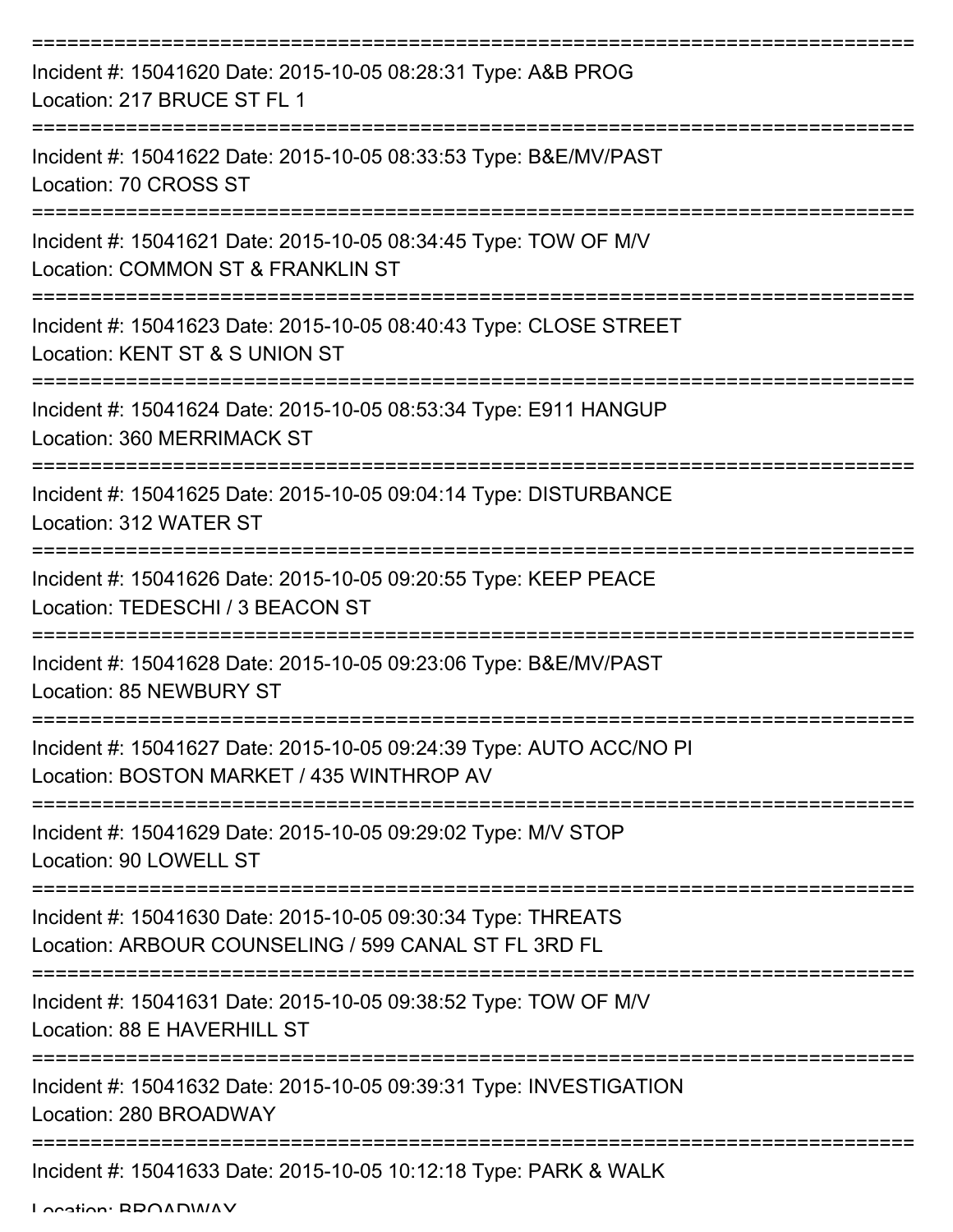===========================================================================

Incident #: 15041620 Date: 2015-10-05 08:28:31 Type: A&B PROG
Location: 217 BRUCE ST FL 1

===========================================================================

Incident #: 15041622 Date: 2015-10-05 08:33:53 Type: B&E/MV/PAST
Location: 70 CROSS ST

===========================================================================

Incident #: 15041621 Date: 2015-10-05 08:34:45 Type: TOW OF M/V
Location: COMMON ST & FRANKLIN ST

===========================================================================

Incident #: 15041623 Date: 2015-10-05 08:40:43 Type: CLOSE STREET
Location: KENT ST & S UNION ST

===========================================================================

Incident #: 15041624 Date: 2015-10-05 08:53:34 Type: E911 HANGUP
Location: 360 MERRIMACK ST

===========================================================================

Incident #: 15041625 Date: 2015-10-05 09:04:14 Type: DISTURBANCE
Location: 312 WATER ST

===========================================================================

Incident #: 15041626 Date: 2015-10-05 09:20:55 Type: KEEP PEACE
Location: TEDESCHI / 3 BEACON ST

===========================================================================

Incident #: 15041628 Date: 2015-10-05 09:23:06 Type: B&E/MV/PAST
Location: 85 NEWBURY ST

===========================================================================

Incident #: 15041627 Date: 2015-10-05 09:24:39 Type: AUTO ACC/NO PI
Location: BOSTON MARKET / 435 WINTHROP AV

===========================================================================

Incident #: 15041629 Date: 2015-10-05 09:29:02 Type: M/V STOP
Location: 90 LOWELL ST

===========================================================================

Incident #: 15041630 Date: 2015-10-05 09:30:34 Type: THREATS
Location: ARBOUR COUNSELING / 599 CANAL ST FL 3RD FL

===========================================================================

Incident #: 15041631 Date: 2015-10-05 09:38:52 Type: TOW OF M/V
Location: 88 E HAVERHILL ST

===========================================================================

Incident #: 15041632 Date: 2015-10-05 09:39:31 Type: INVESTIGATION
Location: 280 BROADWAY

===========================================================================

Incident #: 15041633 Date: 2015-10-05 10:12:18 Type: PARK & WALK
Location: BROADWAY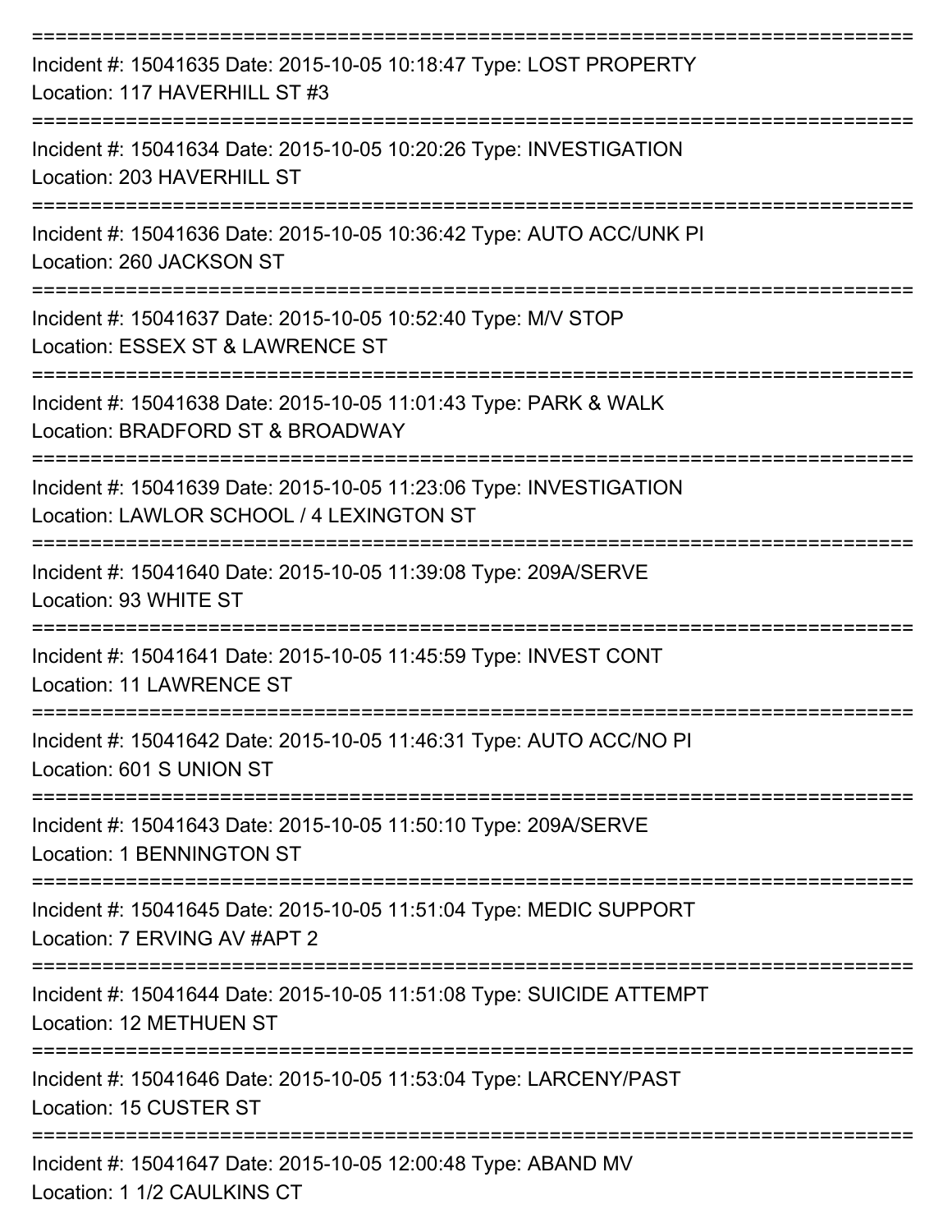===========================================================================

Incident #: 15041635 Date: 2015-10-05 10:18:47 Type: LOST PROPERTY
Location: 117 HAVERHILL ST #3

===========================================================================

Incident #: 15041634 Date: 2015-10-05 10:20:26 Type: INVESTIGATION
Location: 203 HAVERHILL ST

===========================================================================

Incident #: 15041636 Date: 2015-10-05 10:36:42 Type: AUTO ACC/UNK PI
Location: 260 JACKSON ST

===========================================================================

Incident #: 15041637 Date: 2015-10-05 10:52:40 Type: M/V STOP
Location: ESSEX ST & LAWRENCE ST

===========================================================================

Incident #: 15041638 Date: 2015-10-05 11:01:43 Type: PARK & WALK
Location: BRADFORD ST & BROADWAY

===========================================================================

Incident #: 15041639 Date: 2015-10-05 11:23:06 Type: INVESTIGATION
Location: LAWLOR SCHOOL / 4 LEXINGTON ST

===========================================================================

Incident #: 15041640 Date: 2015-10-05 11:39:08 Type: 209A/SERVE
Location: 93 WHITE ST

===========================================================================

Incident #: 15041641 Date: 2015-10-05 11:45:59 Type: INVEST CONT
Location: 11 LAWRENCE ST

===========================================================================

Incident #: 15041642 Date: 2015-10-05 11:46:31 Type: AUTO ACC/NO PI
Location: 601 S UNION ST

===========================================================================

Incident #: 15041643 Date: 2015-10-05 11:50:10 Type: 209A/SERVE
Location: 1 BENNINGTON ST

===========================================================================

Incident #: 15041645 Date: 2015-10-05 11:51:04 Type: MEDIC SUPPORT
Location: 7 ERVING AV #APT 2

===========================================================================

Incident #: 15041644 Date: 2015-10-05 11:51:08 Type: SUICIDE ATTEMPT
Location: 12 METHUEN ST

===========================================================================

Incident #: 15041646 Date: 2015-10-05 11:53:04 Type: LARCENY/PAST
Location: 15 CUSTER ST

===========================================================================

Incident #: 15041647 Date: 2015-10-05 12:00:48 Type: ABAND MV
Location: 1 1/2 CAULKINS CT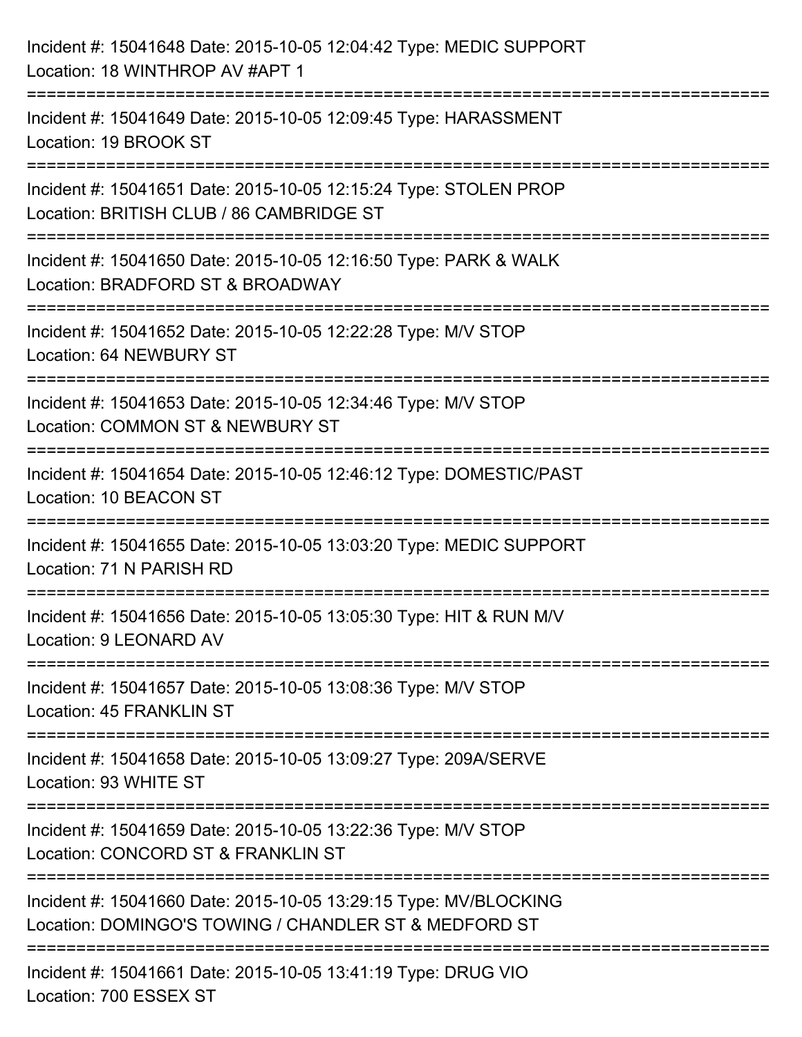Incident #: 15041648 Date: 2015-10-05 12:04:42 Type: MEDIC SUPPORT
Location: 18 WINTHROP AV #APT 1

===========================================================================

Incident #: 15041649 Date: 2015-10-05 12:09:45 Type: HARASSMENT
Location: 19 BROOK ST

===========================================================================

Incident #: 15041651 Date: 2015-10-05 12:15:24 Type: STOLEN PROP
Location: BRITISH CLUB / 86 CAMBRIDGE ST

===========================================================================

Incident #: 15041650 Date: 2015-10-05 12:16:50 Type: PARK & WALK
Location: BRADFORD ST & BROADWAY

===========================================================================

Incident #: 15041652 Date: 2015-10-05 12:22:28 Type: M/V STOP
Location: 64 NEWBURY ST

===========================================================================

Incident #: 15041653 Date: 2015-10-05 12:34:46 Type: M/V STOP
Location: COMMON ST & NEWBURY ST

===========================================================================

Incident #: 15041654 Date: 2015-10-05 12:46:12 Type: DOMESTIC/PAST
Location: 10 BEACON ST

===========================================================================

Incident #: 15041655 Date: 2015-10-05 13:03:20 Type: MEDIC SUPPORT
Location: 71 N PARISH RD

===========================================================================

Incident #: 15041656 Date: 2015-10-05 13:05:30 Type: HIT & RUN M/V
Location: 9 LEONARD AV

===========================================================================

Incident #: 15041657 Date: 2015-10-05 13:08:36 Type: M/V STOP
Location: 45 FRANKLIN ST

===========================================================================

Incident #: 15041658 Date: 2015-10-05 13:09:27 Type: 209A/SERVE
Location: 93 WHITE ST

===========================================================================

Incident #: 15041659 Date: 2015-10-05 13:22:36 Type: M/V STOP
Location: CONCORD ST & FRANKLIN ST

===========================================================================

Incident #: 15041660 Date: 2015-10-05 13:29:15 Type: MV/BLOCKING
Location: DOMINGO'S TOWING / CHANDLER ST & MEDFORD ST

===========================================================================

Incident #: 15041661 Date: 2015-10-05 13:41:19 Type: DRUG VIO
Location: 700 ESSEX ST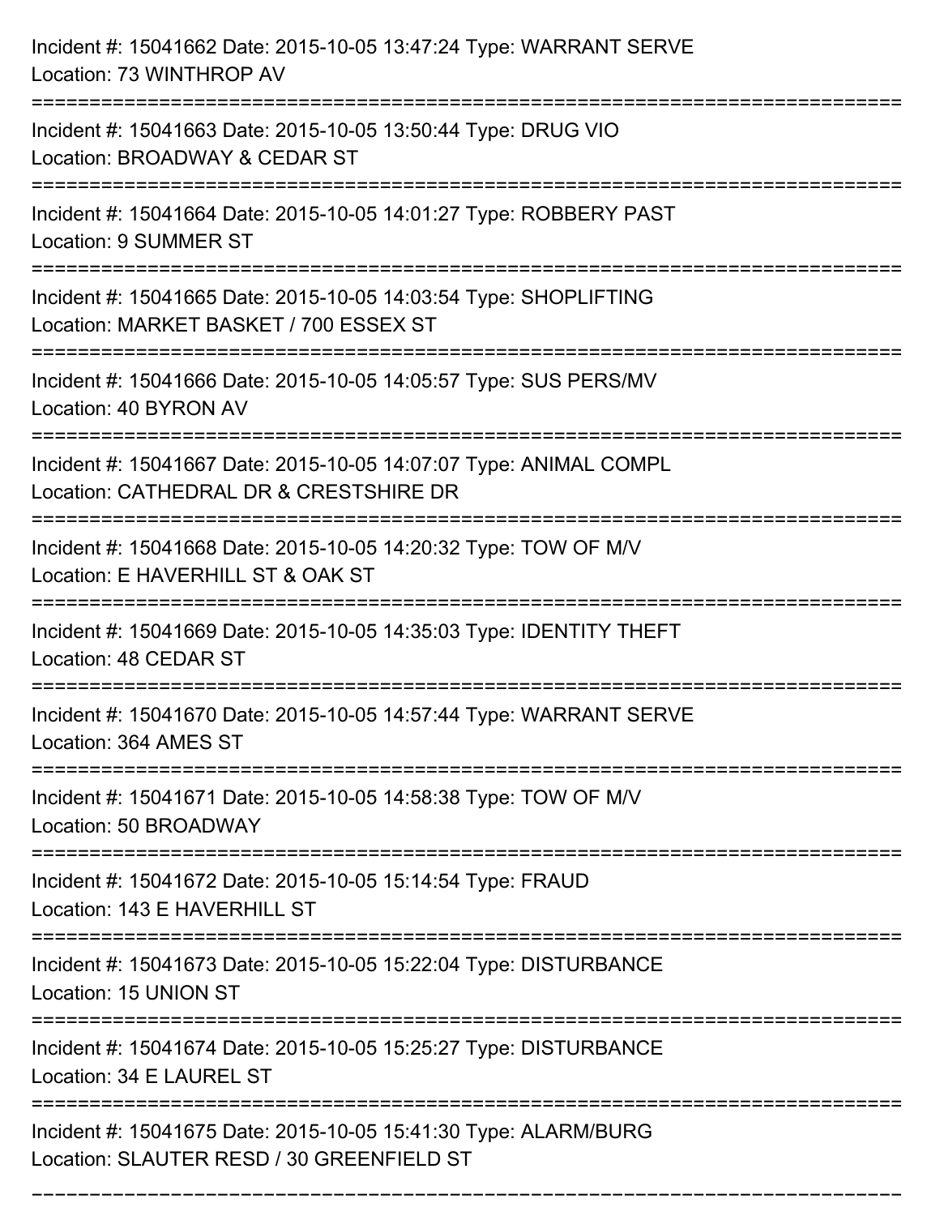Incident #: 15041662 Date: 2015-10-05 13:47:24 Type: WARRANT SERVE
Location: 73 WINTHROP AV

===========================================================================

Incident #: 15041663 Date: 2015-10-05 13:50:44 Type: DRUG VIO
Location: BROADWAY & CEDAR ST

===========================================================================

Incident #: 15041664 Date: 2015-10-05 14:01:27 Type: ROBBERY PAST
Location: 9 SUMMER ST

===========================================================================

Incident #: 15041665 Date: 2015-10-05 14:03:54 Type: SHOPLIFTING
Location: MARKET BASKET / 700 ESSEX ST

===========================================================================

Incident #: 15041666 Date: 2015-10-05 14:05:57 Type: SUS PERS/MV
Location: 40 BYRON AV

===========================================================================

Incident #: 15041667 Date: 2015-10-05 14:07:07 Type: ANIMAL COMPL
Location: CATHEDRAL DR & CRESTSHIRE DR

===========================================================================

Incident #: 15041668 Date: 2015-10-05 14:20:32 Type: TOW OF M/V
Location: E HAVERHILL ST & OAK ST

===========================================================================

Incident #: 15041669 Date: 2015-10-05 14:35:03 Type: IDENTITY THEFT
Location: 48 CEDAR ST

===========================================================================

Incident #: 15041670 Date: 2015-10-05 14:57:44 Type: WARRANT SERVE
Location: 364 AMES ST

===========================================================================

Incident #: 15041671 Date: 2015-10-05 14:58:38 Type: TOW OF M/V
Location: 50 BROADWAY

===========================================================================

Incident #: 15041672 Date: 2015-10-05 15:14:54 Type: FRAUD
Location: 143 E HAVERHILL ST

===========================================================================

Incident #: 15041673 Date: 2015-10-05 15:22:04 Type: DISTURBANCE
Location: 15 UNION ST

===========================================================================

Incident #: 15041674 Date: 2015-10-05 15:25:27 Type: DISTURBANCE
Location: 34 E LAUREL ST

===========================================================================

Incident #: 15041675 Date: 2015-10-05 15:41:30 Type: ALARM/BURG
Location: SLAUTER RESD / 30 GREENFIELD ST

===========================================================================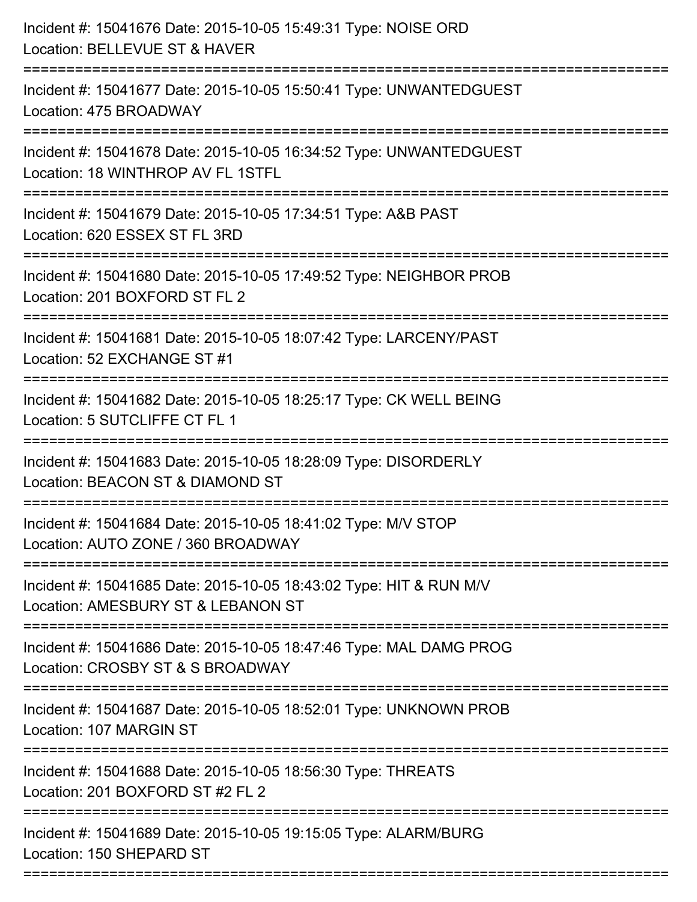Incident #: 15041676 Date: 2015-10-05 15:49:31 Type: NOISE ORD
Location: BELLEVUE ST & HAVER

===========================================================================

Incident #: 15041677 Date: 2015-10-05 15:50:41 Type: UNWANTEDGUEST
Location: 475 BROADWAY

===========================================================================

Incident #: 15041678 Date: 2015-10-05 16:34:52 Type: UNWANTEDGUEST
Location: 18 WINTHROP AV FL 1STFL

===========================================================================

Incident #: 15041679 Date: 2015-10-05 17:34:51 Type: A&B PAST
Location: 620 ESSEX ST FL 3RD

===========================================================================

Incident #: 15041680 Date: 2015-10-05 17:49:52 Type: NEIGHBOR PROB
Location: 201 BOXFORD ST FL 2

===========================================================================

Incident #: 15041681 Date: 2015-10-05 18:07:42 Type: LARCENY/PAST
Location: 52 EXCHANGE ST #1

===========================================================================

Incident #: 15041682 Date: 2015-10-05 18:25:17 Type: CK WELL BEING
Location: 5 SUTCLIFFE CT FL 1

===========================================================================

Incident #: 15041683 Date: 2015-10-05 18:28:09 Type: DISORDERLY
Location: BEACON ST & DIAMOND ST

===========================================================================

Incident #: 15041684 Date: 2015-10-05 18:41:02 Type: M/V STOP
Location: AUTO ZONE / 360 BROADWAY

===========================================================================

Incident #: 15041685 Date: 2015-10-05 18:43:02 Type: HIT & RUN M/V
Location: AMESBURY ST & LEBANON ST

===========================================================================

Incident #: 15041686 Date: 2015-10-05 18:47:46 Type: MAL DAMG PROG
Location: CROSBY ST & S BROADWAY

===========================================================================

Incident #: 15041687 Date: 2015-10-05 18:52:01 Type: UNKNOWN PROB
Location: 107 MARGIN ST

===========================================================================

Incident #: 15041688 Date: 2015-10-05 18:56:30 Type: THREATS
Location: 201 BOXFORD ST #2 FL 2

===========================================================================

Incident #: 15041689 Date: 2015-10-05 19:15:05 Type: ALARM/BURG
Location: 150 SHEPARD ST

===========================================================================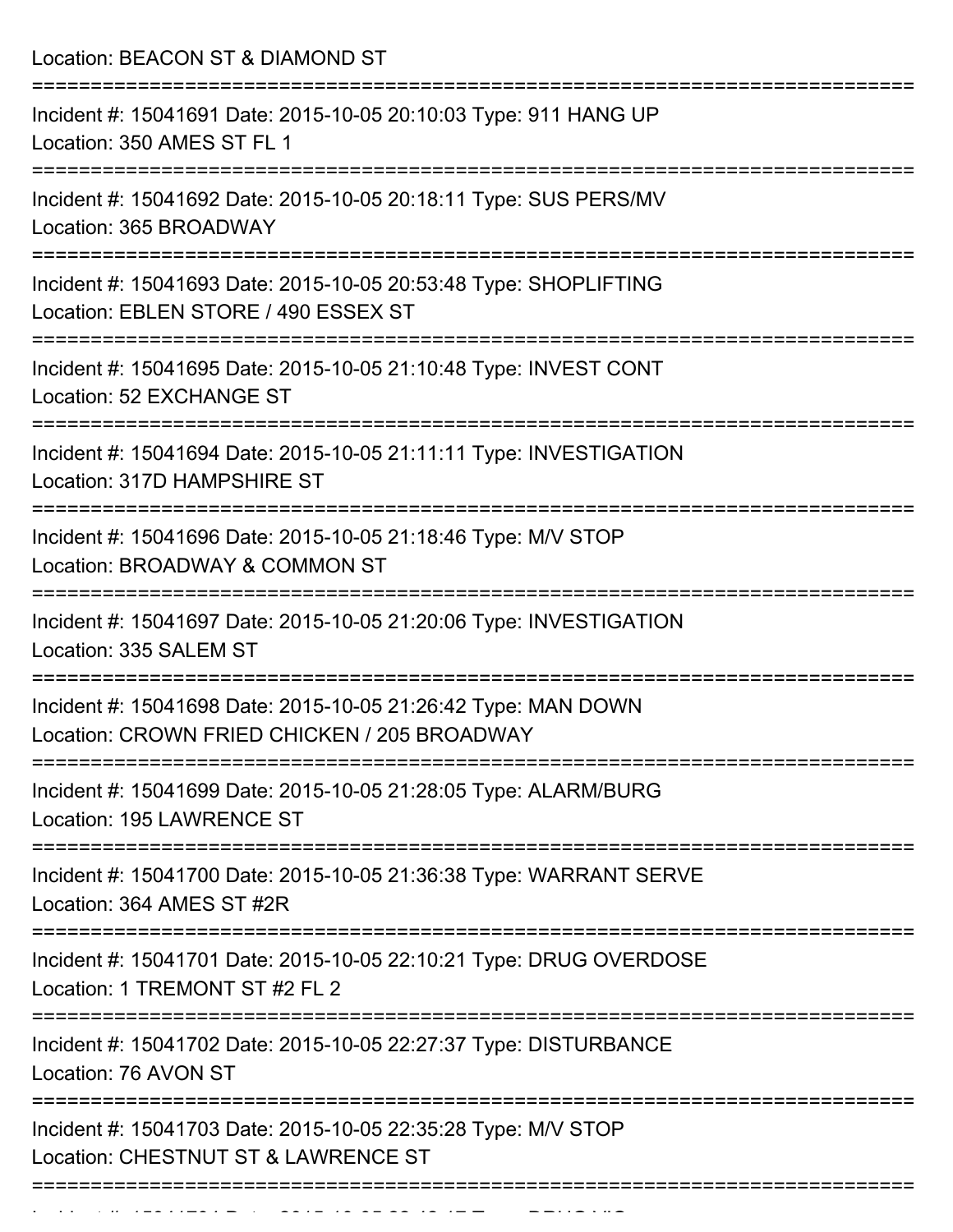Location: BEACON ST & DIAMOND ST

===========================================================================

Incident #: 15041691 Date: 2015-10-05 20:10:03 Type: 911 HANG UP
Location: 350 AMES ST FL 1

===========================================================================

Incident #: 15041692 Date: 2015-10-05 20:18:11 Type: SUS PERS/MV
Location: 365 BROADWAY

===========================================================================

Incident #: 15041693 Date: 2015-10-05 20:53:48 Type: SHOPLIFTING
Location: EBLEN STORE / 490 ESSEX ST

===========================================================================

Incident #: 15041695 Date: 2015-10-05 21:10:48 Type: INVEST CONT
Location: 52 EXCHANGE ST

===========================================================================

Incident #: 15041694 Date: 2015-10-05 21:11:11 Type: INVESTIGATION
Location: 317D HAMPSHIRE ST

===========================================================================

Incident #: 15041696 Date: 2015-10-05 21:18:46 Type: M/V STOP
Location: BROADWAY & COMMON ST

===========================================================================

Incident #: 15041697 Date: 2015-10-05 21:20:06 Type: INVESTIGATION
Location: 335 SALEM ST

===========================================================================

Incident #: 15041698 Date: 2015-10-05 21:26:42 Type: MAN DOWN
Location: CROWN FRIED CHICKEN / 205 BROADWAY

===========================================================================

Incident #: 15041699 Date: 2015-10-05 21:28:05 Type: ALARM/BURG
Location: 195 LAWRENCE ST

===========================================================================

Incident #: 15041700 Date: 2015-10-05 21:36:38 Type: WARRANT SERVE
Location: 364 AMES ST #2R

===========================================================================

Incident #: 15041701 Date: 2015-10-05 22:10:21 Type: DRUG OVERDOSE
Location: 1 TREMONT ST #2 FL 2

===========================================================================

Incident #: 15041702 Date: 2015-10-05 22:27:37 Type: DISTURBANCE
Location: 76 AVON ST

===========================================================================

Incident #: 15041703 Date: 2015-10-05 22:35:28 Type: M/V STOP
Location: CHESTNUT ST & LAWRENCE ST

===========================================================================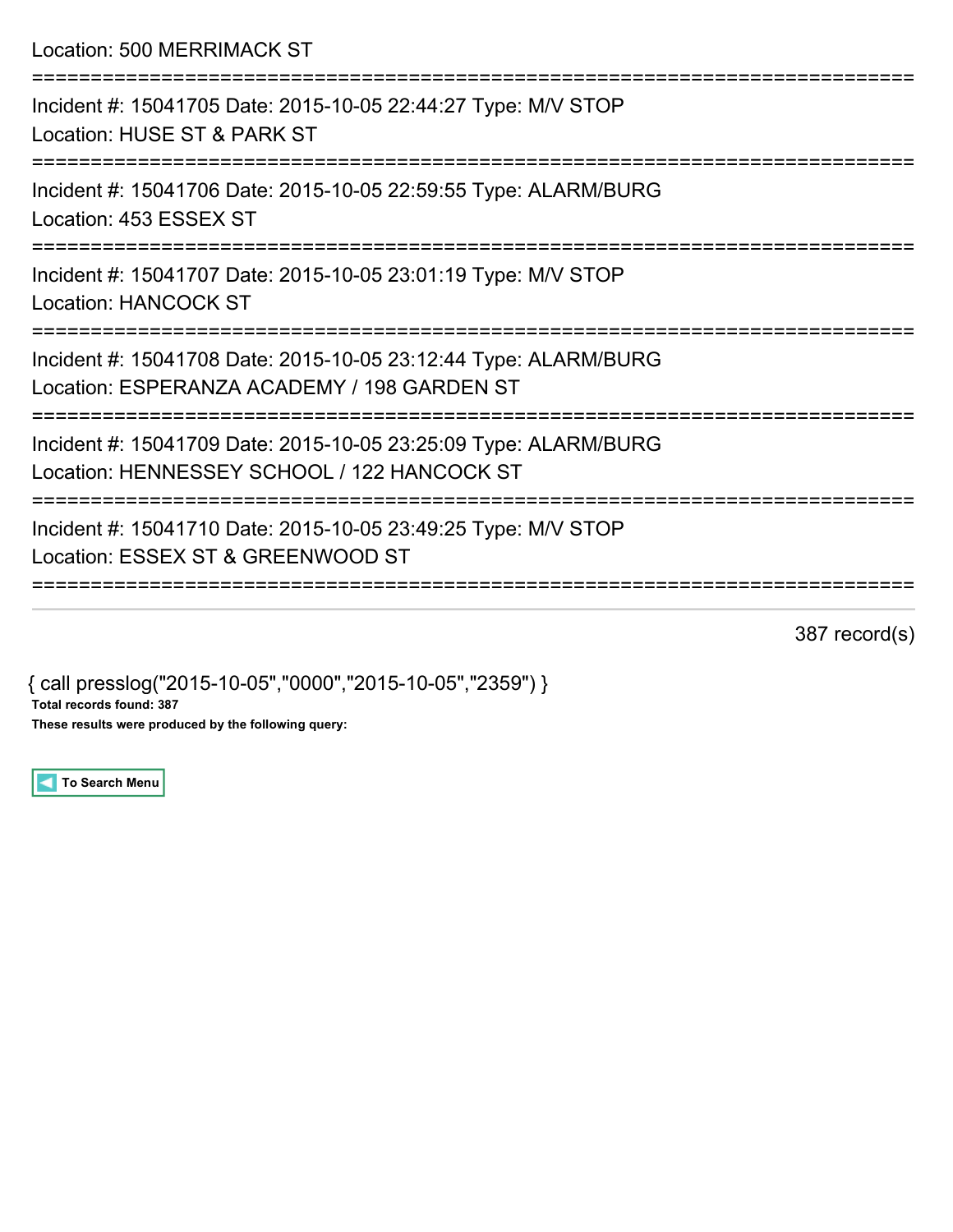Location: 500 MERRIMACK ST

===========================================================================

Incident #: 15041705 Date: 2015-10-05 22:44:27 Type: M/V STOP

Location: HUSE ST & PARK ST

===========================================================================

Incident #: 15041706 Date: 2015-10-05 22:59:55 Type: ALARM/BURG

Location: 453 ESSEX ST

===========================================================================

Incident #: 15041707 Date: 2015-10-05 23:01:19 Type: M/V STOP

Location: HANCOCK ST

===========================================================================

Incident #: 15041708 Date: 2015-10-05 23:12:44 Type: ALARM/BURG

Location: ESPERANZA ACADEMY / 198 GARDEN ST

===========================================================================

Incident #: 15041709 Date: 2015-10-05 23:25:09 Type: ALARM/BURG

Location: HENNESSEY SCHOOL / 122 HANCOCK ST

===========================================================================

Incident #: 15041710 Date: 2015-10-05 23:49:25 Type: M/V STOP

Location: ESSEX ST & GREENWOOD ST

===========================================================================

387 record(s)

{ call presslog("2015-10-05","0000","2015-10-05","2359") }

**Total records found: 387**

**These results were produced by the following query:**

To Search Menu